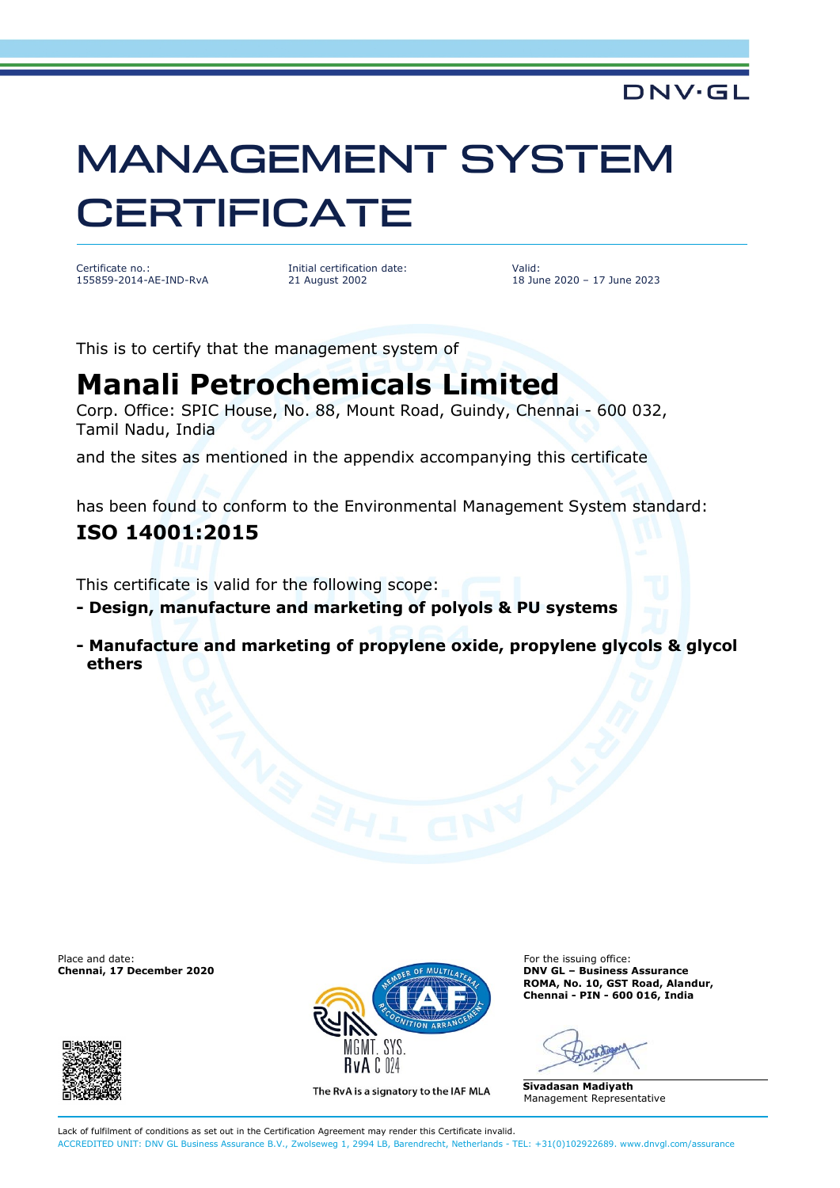DNV·GL

# MANAGEMENT SYSTEM CERTIFICATE

Certificate no.:
155859-2014-AE-IND-RvA

Initial certification date:
21 August 2002

Valid:
18 June 2020 – 17 June 2023

This is to certify that the management system of

## Manali Petrochemicals Limited

Corp. Office: SPIC House, No. 88, Mount Road, Guindy, Chennai - 600 032, Tamil Nadu, India

and the sites as mentioned in the appendix accompanying this certificate

has been found to conform to the Environmental Management System standard:

**ISO 14001:2015**

This certificate is valid for the following scope:

- **Design, manufacture and marketing of polyols & PU systems**
- **Manufacture and marketing of propylene oxide, propylene glycols & glycol ethers**

Place and date:
**Chennai, 17 December 2020**

MGMT. SYS.
RvA C 024

The RvA is a signatory to the IAF MLA

For the issuing office:
**DNV GL – Business Assurance**
**ROMA, No. 10, GST Road, Alandur,**
**Chennai - PIN - 600 016, India**

**Sivadasan Madiyath**
Management Representative

Lack of fulfilment of conditions as set out in the Certification Agreement may render this Certificate invalid.
ACCREDITED UNIT: DNV GL Business Assurance B.V., Zwolseweg 1, 2994 LB, Barendrecht, Netherlands - TEL: +31(0)102922689. www.dnvgl.com/assurance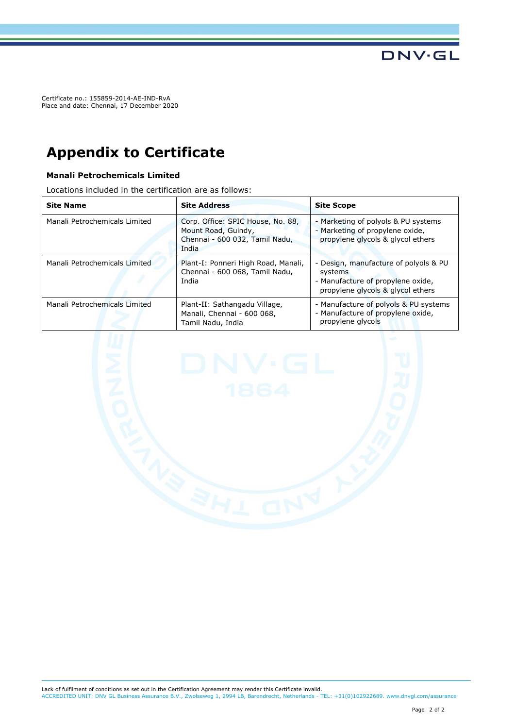Certificate no.: 155859-2014-AE-IND-RvA
Place and date: Chennai, 17 December 2020

# Appendix to Certificate

**Manali Petrochemicals Limited**

Locations included in the certification are as follows:

| Site Name | Site Address | Site Scope |
|---|---|---|
| Manali Petrochemicals Limited | Corp. Office: SPIC House, No. 88, Mount Road, Guindy, Chennai - 600 032, Tamil Nadu, India | - Marketing of polyols & PU systems<br>- Marketing of propylene oxide, propylene glycols & glycol ethers |
| Manali Petrochemicals Limited | Plant-I: Ponneri High Road, Manali, Chennai - 600 068, Tamil Nadu, India | - Design, manufacture of polyols & PU systems<br>- Manufacture of propylene oxide, propylene glycols & glycol ethers |
| Manali Petrochemicals Limited | Plant-II: Sathangadu Village, Manali, Chennai - 600 068, Tamil Nadu, India | - Manufacture of polyols & PU systems<br>- Manufacture of propylene oxide, propylene glycols |

Lack of fulfilment of conditions as set out in the Certification Agreement may render this Certificate invalid.
ACCREDITED UNIT: DNV GL Business Assurance B.V., Zwolseweg 1, 2994 LB, Barendrecht, Netherlands - TEL: +31(0)102922689. www.dnvgl.com/assurance